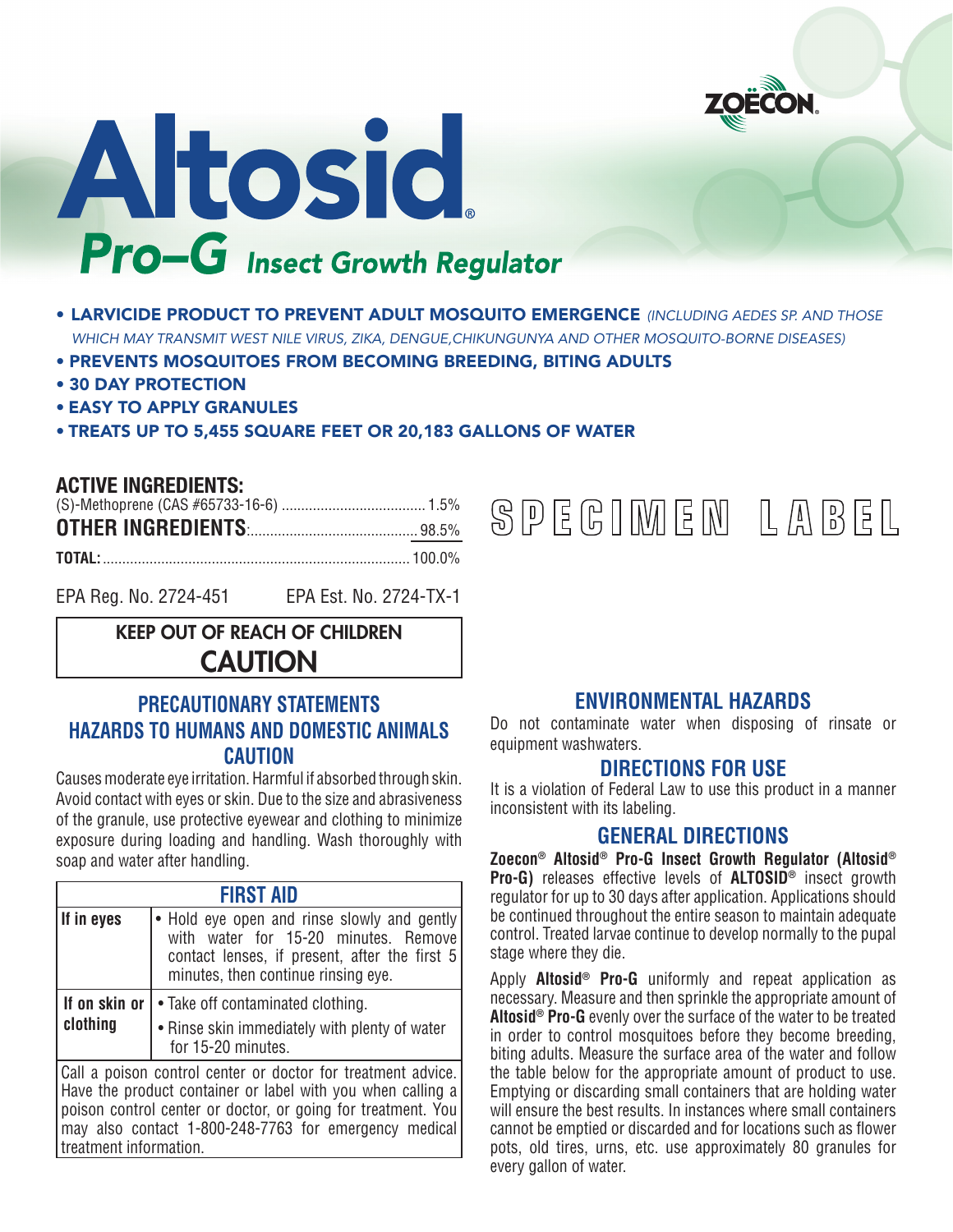ZOËCON®

# Altosid®

## Pro–G *Insect Growth Regulator*

- **LARVICIDE PRODUCT TO PREVENT ADULT MOSQUITO EMERGENCE** *(INCLUDING AEDES SP. AND THOSE WHICH MAY TRANSMIT WEST NILE VIRUS, ZIKA, DENGUE,CHIKUNGUNYA AND OTHER MOSQUITO-BORNE DISEASES)*
- **PREVENTS MOSQUITOES FROM BECOMING BREEDING, BITING ADULTS**
- **30 DAY PROTECTION**
- **EASY TO APPLY GRANULES**
- **TREATS UP TO 5,455 SQUARE FEET OR 20,183 GALLONS OF WATER**

**ACTIVE INGREDIENTS:**
(S)-Methoprene (CAS #65733-16-6) ....................................... 1.5%
**OTHER INGREDIENTS**:........................................... 98.5%
**TOTAL:**............................................................................. 100.0%

EPA Reg. No. 2724-451 EPA Est. No. 2724-TX-1

SPECIMEN LABEL

**KEEP OUT OF REACH OF CHILDREN**
**CAUTION**

## PRECAUTIONARY STATEMENTS

## HAZARDS TO HUMANS AND DOMESTIC ANIMALS

### CAUTION

Causes moderate eye irritation. Harmful if absorbed through skin. Avoid contact with eyes or skin. Due to the size and abrasiveness of the granule, use protective eyewear and clothing to minimize exposure during loading and handling. Wash thoroughly with soap and water after handling.

| FIRST AID | |
|---|---|
| **If in eyes** | • Hold eye open and rinse slowly and gently with water for 15-20 minutes. Remove contact lenses, if present, after the first 5 minutes, then continue rinsing eye. |
| **If on skin or clothing** | • Take off contaminated clothing.<br>• Rinse skin immediately with plenty of water for 15-20 minutes. |
| Call a poison control center or doctor for treatment advice. Have the product container or label with you when calling a poison control center or doctor, or going for treatment. You may also contact 1-800-248-7763 for emergency medical treatment information. | |

## ENVIRONMENTAL HAZARDS

Do not contaminate water when disposing of rinsate or equipment washwaters.

## DIRECTIONS FOR USE

It is a violation of Federal Law to use this product in a manner inconsistent with its labeling.

## GENERAL DIRECTIONS

**Zoecon® Altosid® Pro-G Insect Growth Regulator (Altosid® Pro-G)** releases effective levels of **ALTOSID®** insect growth regulator for up to 30 days after application. Applications should be continued throughout the entire season to maintain adequate control. Treated larvae continue to develop normally to the pupal stage where they die.

Apply **Altosid® Pro-G** uniformly and repeat application as necessary. Measure and then sprinkle the appropriate amount of **Altosid® Pro-G** evenly over the surface of the water to be treated in order to control mosquitoes before they become breeding, biting adults. Measure the surface area of the water and follow the table below for the appropriate amount of product to use. Emptying or discarding small containers that are holding water will ensure the best results. In instances where small containers cannot be emptied or discarded and for locations such as flower pots, old tires, urns, etc. use approximately 80 granules for every gallon of water.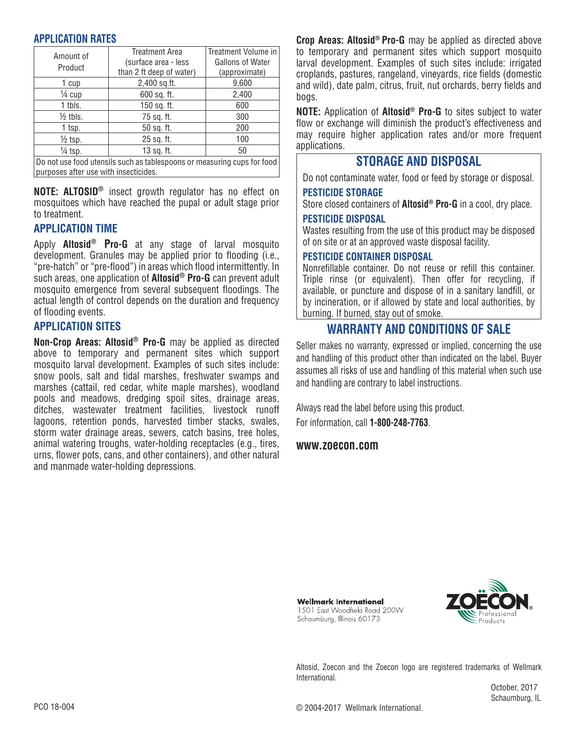## APPLICATION RATES

| Amount of Product | Treatment Area (surface area - less than 2 ft deep of water) | Treatment Volume in Gallons of Water (approximate) |
|---|---|---|
| 1 cup | 2,400 sq.ft. | 9,600 |
| ¼ cup | 600 sq. ft. | 2,400 |
| 1 tbls. | 150 sq. ft. | 600 |
| ½ tbls. | 75 sq. ft. | 300 |
| 1 tsp. | 50 sq. ft. | 200 |
| ½ tsp. | 25 sq. ft. | 100 |
| ¼ tsp. | 13 sq. ft. | 50 |

Do not use food utensils such as tablespoons or measuring cups for food purposes after use with insecticides.

**NOTE: ALTOSID®** insect growth regulator has no effect on mosquitoes which have reached the pupal or adult stage prior to treatment.

## APPLICATION TIME

Apply **Altosid® Pro-G** at any stage of larval mosquito development. Granules may be applied prior to flooding (i.e., "pre-hatch" or "pre-flood") in areas which flood intermittently. In such areas, one application of **Altosid® Pro-G** can prevent adult mosquito emergence from several subsequent floodings. The actual length of control depends on the duration and frequency of flooding events.

## APPLICATION SITES

**Non-Crop Areas: Altosid® Pro-G** may be applied as directed above to temporary and permanent sites which support mosquito larval development. Examples of such sites include: snow pools, salt and tidal marshes, freshwater swamps and marshes (cattail, red cedar, white maple marshes), woodland pools and meadows, dredging spoil sites, drainage areas, ditches, wastewater treatment facilities, livestock runoff lagoons, retention ponds, harvested timber stacks, swales, storm water drainage areas, sewers, catch basins, tree holes, animal watering troughs, water-holding receptacles (e.g., tires, urns, flower pots, cans, and other containers), and other natural and manmade water-holding depressions.

**Crop Areas: Altosid® Pro-G** may be applied as directed above to temporary and permanent sites which support mosquito larval development. Examples of such sites include: irrigated croplands, pastures, rangeland, vineyards, rice fields (domestic and wild), date palm, citrus, fruit, nut orchards, berry fields and bogs.

**NOTE:** Application of **Altosid® Pro-G** to sites subject to water flow or exchange will diminish the product's effectiveness and may require higher application rates and/or more frequent applications.

## STORAGE AND DISPOSAL

Do not contaminate water, food or feed by storage or disposal.

### PESTICIDE STORAGE

Store closed containers of **Altosid® Pro-G** in a cool, dry place.

### PESTICIDE DISPOSAL

Wastes resulting from the use of this product may be disposed of on site or at an approved waste disposal facility.

### PESTICIDE CONTAINER DISPOSAL

Nonrefillable container. Do not reuse or refill this container. Triple rinse (or equivalent). Then offer for recycling, if available, or puncture and dispose of in a sanitary landfill, or by incineration, or if allowed by state and local authorities, by burning. If burned, stay out of smoke.

## WARRANTY AND CONDITIONS OF SALE

Seller makes no warranty, expressed or implied, concerning the use and handling of this product other than indicated on the label. Buyer assumes all risks of use and handling of this material when such use and handling are contrary to label instructions.

Always read the label before using this product.

For information, call **1-800-248-7763**.

**www.zoecon.com**

**Wellmark International**
1501 East Woodfield Road 200W
Schaumburg, Illinois 60173

ZOËCON® Professional Products

Altosid, Zoecon and the Zoecon logo are registered trademarks of Wellmark International.

October, 2017
Schaumburg, IL

PCO 18-004

© 2004-2017 Wellmark International.